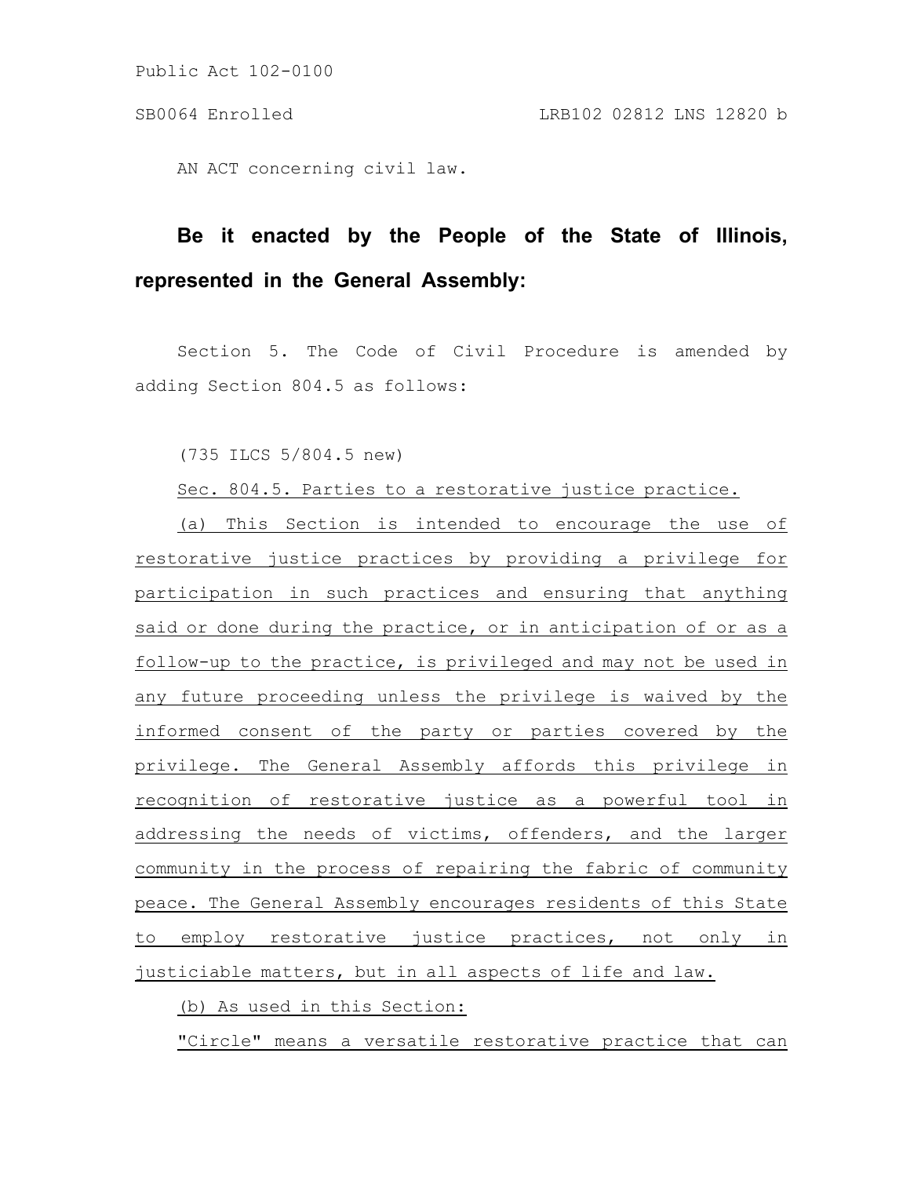Public Act 102-0100

SB0064 Enrolled LRB102 02812 LNS 12820 b

AN ACT concerning civil law.

**Be it enacted by the People of the State of Illinois, represented in the General Assembly:**

Section 5. The Code of Civil Procedure is amended by adding Section 804.5 as follows:

(735 ILCS 5/804.5 new)

Sec. 804.5. Parties to a restorative justice practice.

(a) This Section is intended to encourage the use of restorative justice practices by providing a privilege for participation in such practices and ensuring that anything said or done during the practice, or in anticipation of or as a follow-up to the practice, is privileged and may not be used in any future proceeding unless the privilege is waived by the informed consent of the party or parties covered by the privilege. The General Assembly affords this privilege in recognition of restorative justice as a powerful tool in addressing the needs of victims, offenders, and the larger community in the process of repairing the fabric of community peace. The General Assembly encourages residents of this State to employ restorative justice practices, not only in justiciable matters, but in all aspects of life and law.

(b) As used in this Section:

"Circle" means a versatile restorative practice that can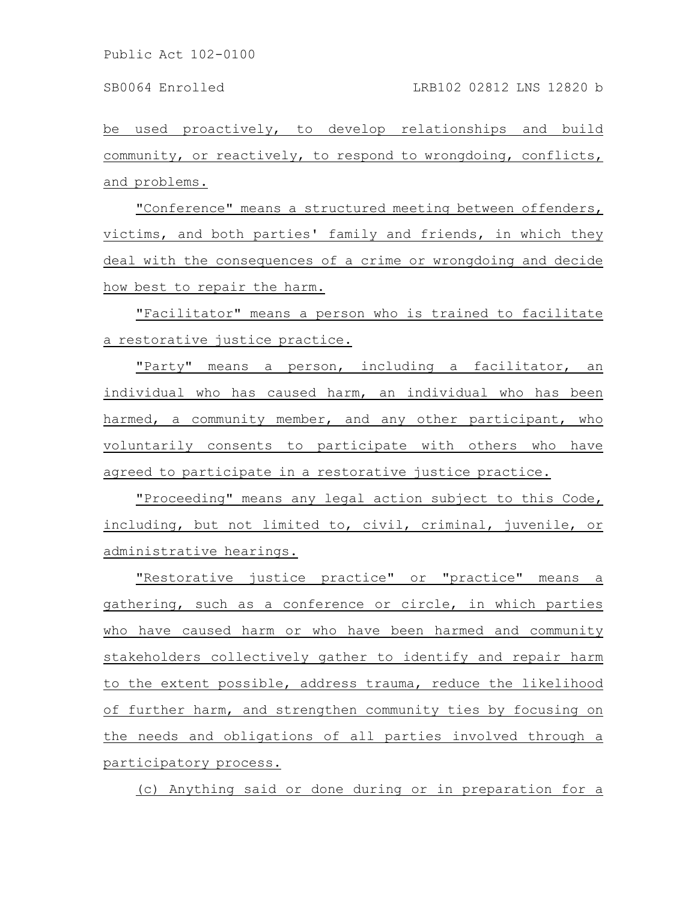be used proactively, to develop relationships and build community, or reactively, to respond to wrongdoing, conflicts, and problems.

"Conference" means a structured meeting between offenders, victims, and both parties' family and friends, in which they deal with the consequences of a crime or wrongdoing and decide how best to repair the harm.

"Facilitator" means a person who is trained to facilitate a restorative justice practice.

"Party" means a person, including a facilitator, an individual who has caused harm, an individual who has been harmed, a community member, and any other participant, who voluntarily consents to participate with others who have agreed to participate in a restorative justice practice.

"Proceeding" means any legal action subject to this Code, including, but not limited to, civil, criminal, juvenile, or administrative hearings.

"Restorative justice practice" or "practice" means a gathering, such as a conference or circle, in which parties who have caused harm or who have been harmed and community stakeholders collectively gather to identify and repair harm to the extent possible, address trauma, reduce the likelihood of further harm, and strengthen community ties by focusing on the needs and obligations of all parties involved through a participatory process.

(c) Anything said or done during or in preparation for a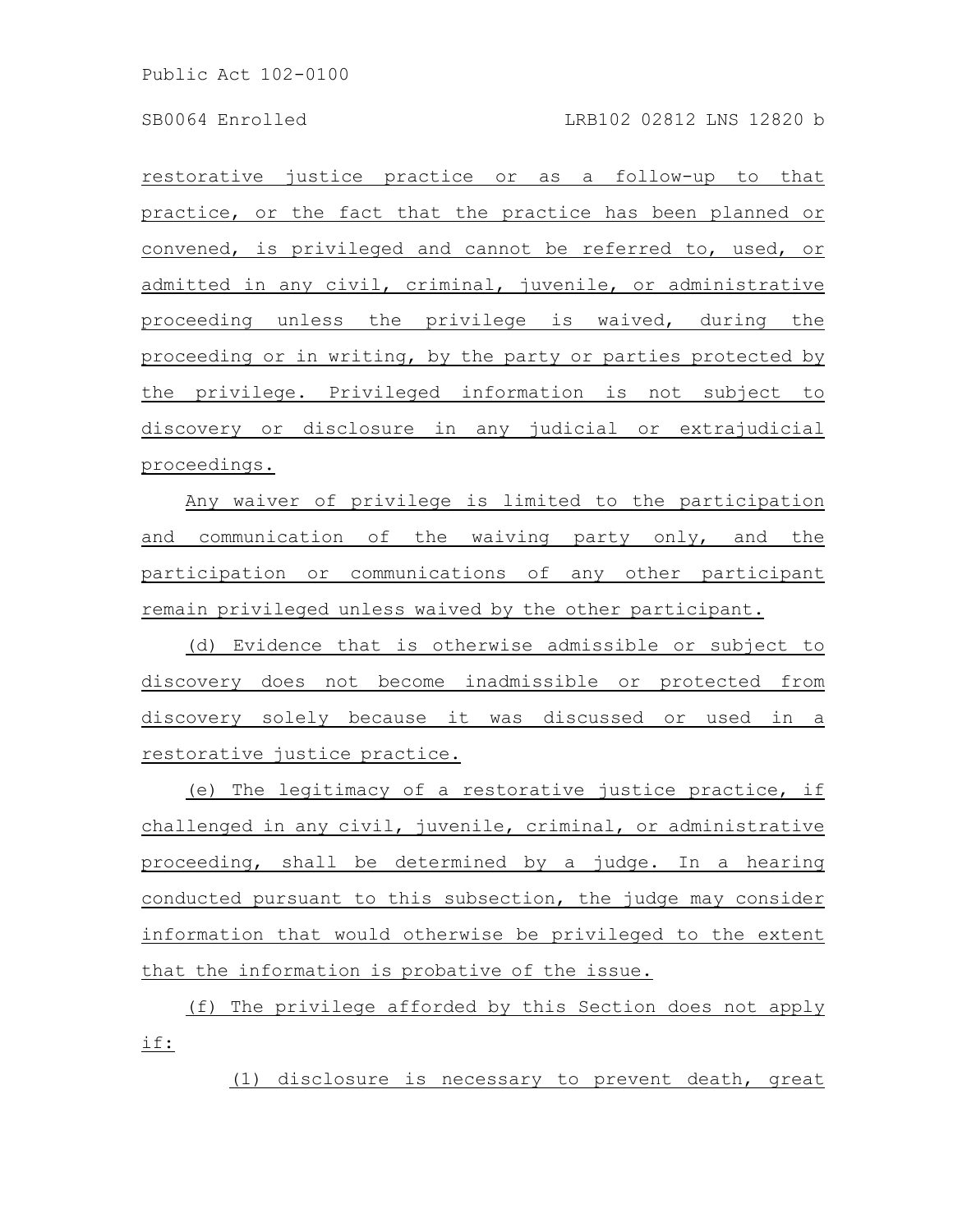restorative justice practice or as a follow-up to that practice, or the fact that the practice has been planned or convened, is privileged and cannot be referred to, used, or admitted in any civil, criminal, juvenile, or administrative proceeding unless the privilege is waived, during the proceeding or in writing, by the party or parties protected by the privilege. Privileged information is not subject to discovery or disclosure in any judicial or extrajudicial proceedings.

Any waiver of privilege is limited to the participation and communication of the waiving party only, and the participation or communications of any other participant remain privileged unless waived by the other participant.

(d) Evidence that is otherwise admissible or subject to discovery does not become inadmissible or protected from discovery solely because it was discussed or used in a restorative justice practice.

(e) The legitimacy of a restorative justice practice, if challenged in any civil, juvenile, criminal, or administrative proceeding, shall be determined by a judge. In a hearing conducted pursuant to this subsection, the judge may consider information that would otherwise be privileged to the extent that the information is probative of the issue.

(f) The privilege afforded by this Section does not apply if:

(1) disclosure is necessary to prevent death, great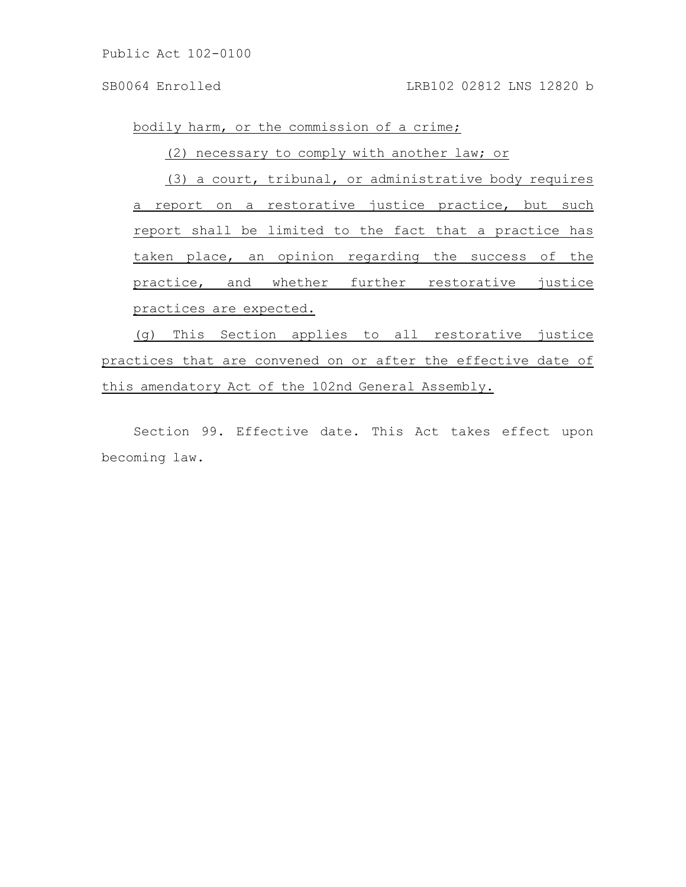bodily harm, or the commission of a crime;

(2) necessary to comply with another law; or

(3) a court, tribunal, or administrative body requires a report on a restorative justice practice, but such report shall be limited to the fact that a practice has taken place, an opinion regarding the success of the practice, and whether further restorative justice practices are expected.

(g) This Section applies to all restorative justice practices that are convened on or after the effective date of this amendatory Act of the 102nd General Assembly.

Section 99. Effective date. This Act takes effect upon becoming law.